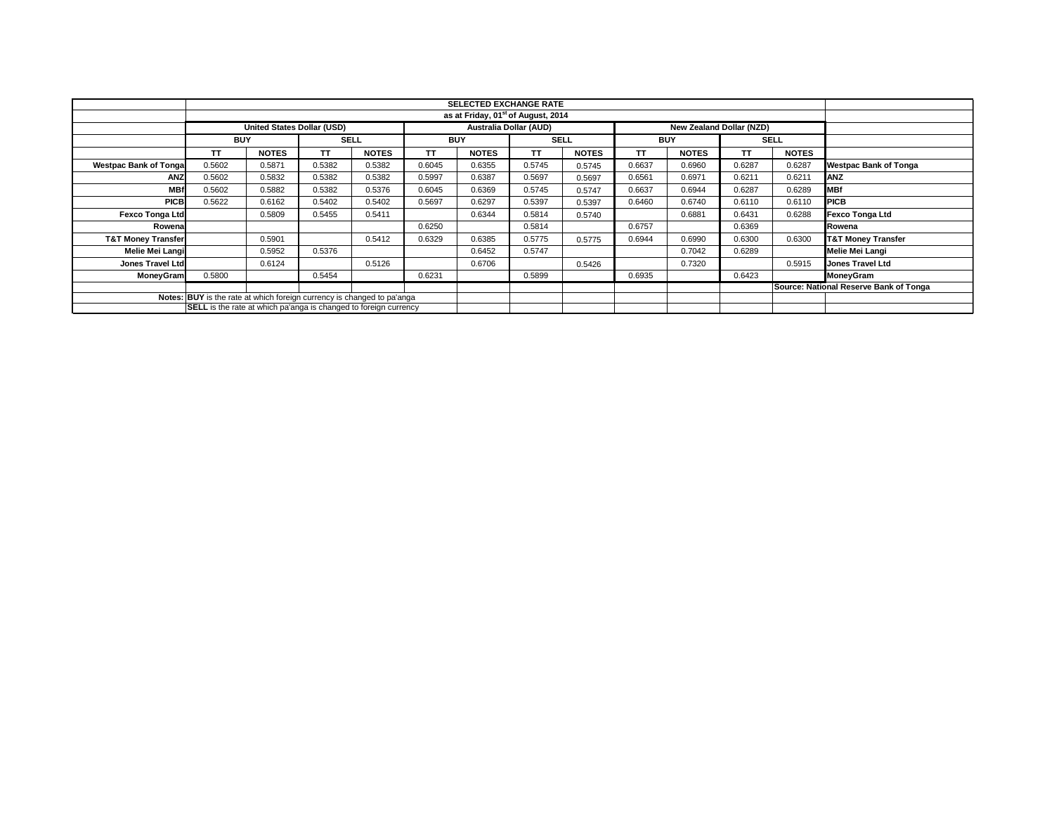| | SELECTED EXCHANGE RATE | | | | | | | | | | | | |
|---|---|---|---|---|---|---|---|---|---|---|---|---|---|
| | as at Friday, 01st of August, 2014 | | | | | | | | | | | | |
| | United States Dollar (USD) | | | | Australia Dollar (AUD) | | | | New Zealand Dollar (NZD) | | | | |
| | BUY | | SELL | | BUY | | SELL | | BUY | | SELL | | |
| | TT | NOTES | TT | NOTES | TT | NOTES | TT | NOTES | TT | NOTES | TT | NOTES | |
| **Westpac Bank of Tonga** | 0.5602 | 0.5871 | 0.5382 | 0.5382 | 0.6045 | 0.6355 | 0.5745 | 0.5745 | 0.6637 | 0.6960 | 0.6287 | 0.6287 | **Westpac Bank of Tonga** |
| **ANZ** | 0.5602 | 0.5832 | 0.5382 | 0.5382 | 0.5997 | 0.6387 | 0.5697 | 0.5697 | 0.6561 | 0.6971 | 0.6211 | 0.6211 | **ANZ** |
| **MBf** | 0.5602 | 0.5882 | 0.5382 | 0.5376 | 0.6045 | 0.6369 | 0.5745 | 0.5747 | 0.6637 | 0.6944 | 0.6287 | 0.6289 | **MBf** |
| **PICB** | 0.5622 | 0.6162 | 0.5402 | 0.5402 | 0.5697 | 0.6297 | 0.5397 | 0.5397 | 0.6460 | 0.6740 | 0.6110 | 0.6110 | **PICB** |
| **Fexco Tonga Ltd** | | 0.5809 | 0.5455 | 0.5411 | | 0.6344 | 0.5814 | 0.5740 | | 0.6881 | 0.6431 | 0.6288 | **Fexco Tonga Ltd** |
| **Rowena** | | | | | 0.6250 | | 0.5814 | | 0.6757 | | 0.6369 | | **Rowena** |
| **T&T Money Transfer** | | 0.5901 | | 0.5412 | 0.6329 | 0.6385 | 0.5775 | 0.5775 | 0.6944 | 0.6990 | 0.6300 | 0.6300 | **T&T Money Transfer** |
| **Melie Mei Langi** | | 0.5952 | 0.5376 | | | 0.6452 | 0.5747 | | | 0.7042 | 0.6289 | | **Melie Mei Langi** |
| **Jones Travel Ltd** | | 0.6124 | | 0.5126 | | 0.6706 | | 0.5426 | | 0.7320 | | 0.5915 | **Jones Travel Ltd** |
| **MoneyGram** | 0.5800 | | 0.5454 | | 0.6231 | | 0.5899 | | 0.6935 | | 0.6423 | | **MoneyGram** |
| | | | | | | | | | | | | | **Source: National Reserve Bank of Tonga** |
| **Notes:** | **BUY** is the rate at which foreign currency is changed to pa'anga | | | | | | | | | | | | |
| | **SELL** is the rate at which pa'anga is changed to foreign currency | | | | | | | | | | | | |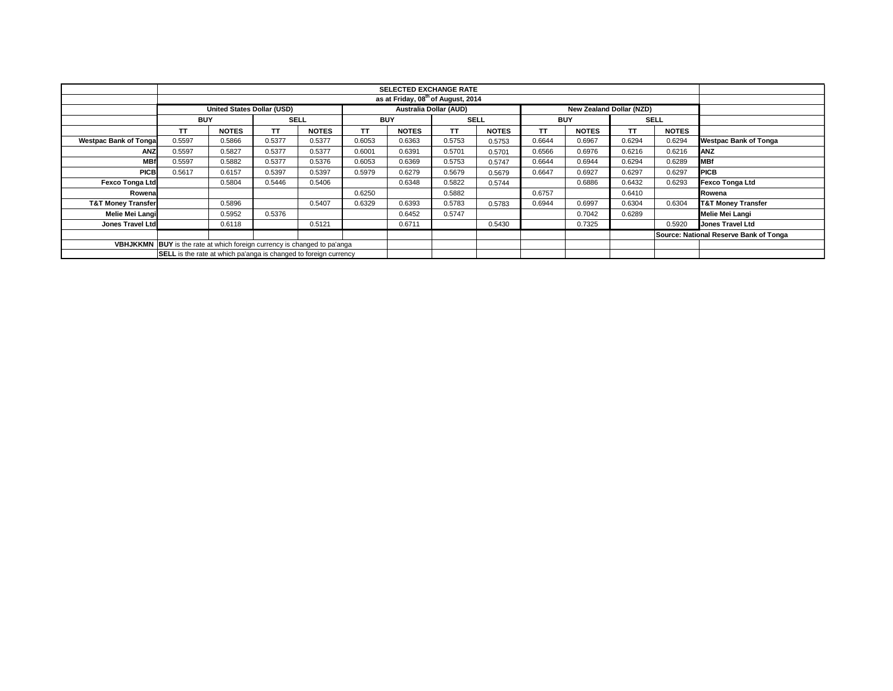| | SELECTED EXCHANGE RATE | | | | | | | | | | | | |
|---|---|---|---|---|---|---|---|---|---|---|---|---|---|
| | as at Friday, 08th of August, 2014 | | | | | | | | | | | | |
| | United States Dollar (USD) | | | | Australia Dollar (AUD) | | | | New Zealand Dollar (NZD) | | | | |
| | BUY | | SELL | | BUY | | SELL | | BUY | | SELL | | |
| | TT | NOTES | TT | NOTES | TT | NOTES | TT | NOTES | TT | NOTES | TT | NOTES | |
| **Westpac Bank of Tonga** | 0.5597 | 0.5866 | 0.5377 | 0.5377 | 0.6053 | 0.6363 | 0.5753 | 0.5753 | 0.6644 | 0.6967 | 0.6294 | 0.6294 | **Westpac Bank of Tonga** |
| **ANZ** | 0.5597 | 0.5827 | 0.5377 | 0.5377 | 0.6001 | 0.6391 | 0.5701 | 0.5701 | 0.6566 | 0.6976 | 0.6216 | 0.6216 | **ANZ** |
| **MBf** | 0.5597 | 0.5882 | 0.5377 | 0.5376 | 0.6053 | 0.6369 | 0.5753 | 0.5747 | 0.6644 | 0.6944 | 0.6294 | 0.6289 | **MBf** |
| **PICB** | 0.5617 | 0.6157 | 0.5397 | 0.5397 | 0.5979 | 0.6279 | 0.5679 | 0.5679 | 0.6647 | 0.6927 | 0.6297 | 0.6297 | **PICB** |
| **Fexco Tonga Ltd** | | 0.5804 | 0.5446 | 0.5406 | | 0.6348 | 0.5822 | 0.5744 | | 0.6886 | 0.6432 | 0.6293 | **Fexco Tonga Ltd** |
| **Rowena** | | | | | 0.6250 | | 0.5882 | | 0.6757 | | 0.6410 | | **Rowena** |
| **T&T Money Transfer** | | 0.5896 | | 0.5407 | 0.6329 | 0.6393 | 0.5783 | 0.5783 | 0.6944 | 0.6997 | 0.6304 | 0.6304 | **T&T Money Transfer** |
| **Melie Mei Langi** | | 0.5952 | 0.5376 | | | 0.6452 | 0.5747 | | | 0.7042 | 0.6289 | | **Melie Mei Langi** |
| **Jones Travel Ltd** | | 0.6118 | | 0.5121 | | 0.6711 | | 0.5430 | | 0.7325 | | 0.5920 | **Jones Travel Ltd** |
| | | | | | | | | | | | | | **Source: National Reserve Bank of Tonga** |
| **VBHJKKMN** | **BUY** is the rate at which foreign currency is changed to pa'anga | | | | | | | | | | | | |
| | **SELL** is the rate at which pa'anga is changed to foreign currency | | | | | | | | | | | | |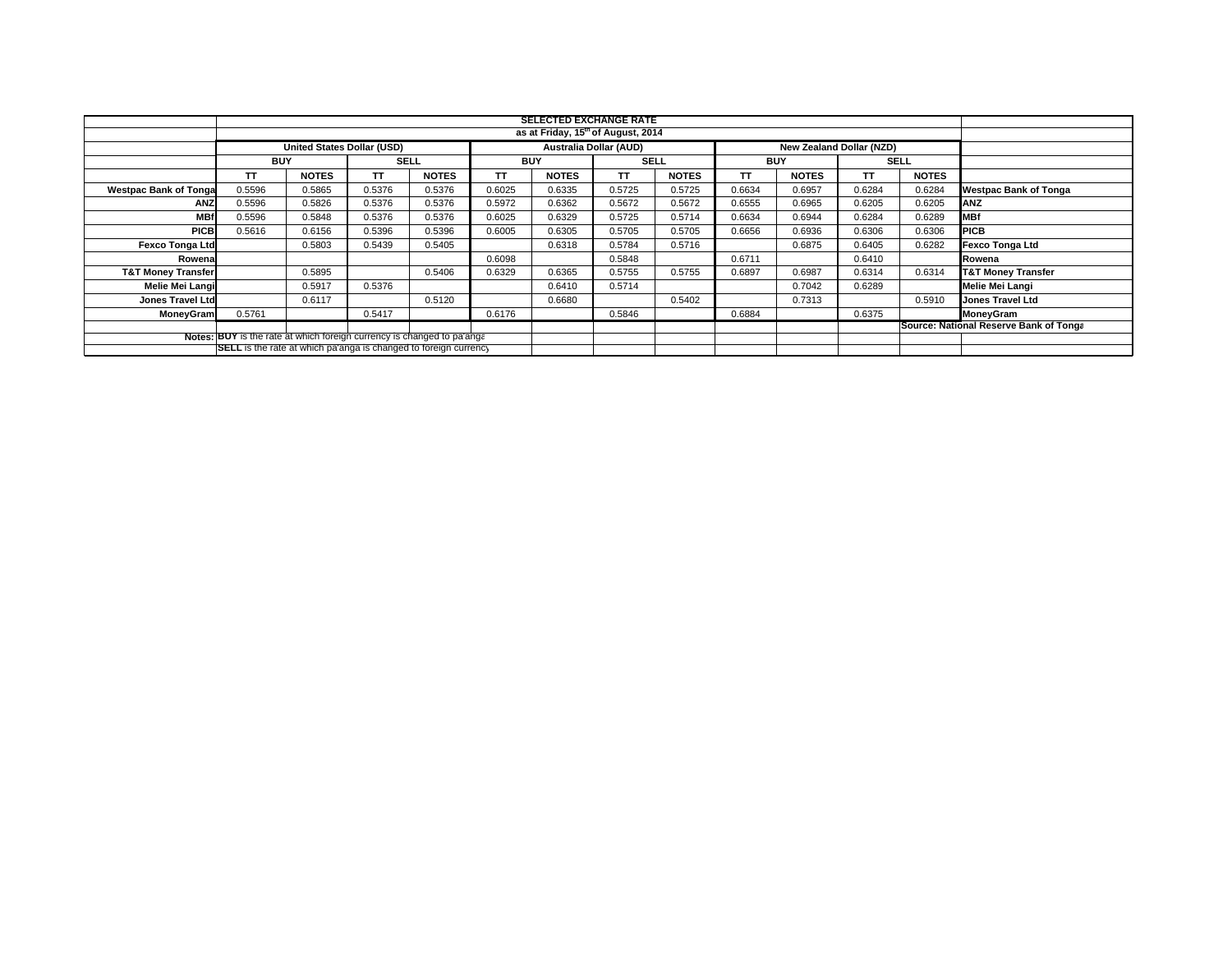**SELECTED EXCHANGE RATE**

**as at Friday, 15th of August, 2014**

| | United States Dollar (USD) | | | | Australia Dollar (AUD) | | | | New Zealand Dollar (NZD) | | | | |
|---|---|---|---|---|---|---|---|---|---|---|---|---|---|
| | BUY | | SELL | | BUY | | SELL | | BUY | | SELL | | |
| | TT | NOTES | TT | NOTES | TT | NOTES | TT | NOTES | TT | NOTES | TT | NOTES | |
| **Westpac Bank of Tonga** | 0.5596 | 0.5865 | 0.5376 | 0.5376 | 0.6025 | 0.6335 | 0.5725 | 0.5725 | 0.6634 | 0.6957 | 0.6284 | 0.6284 | **Westpac Bank of Tonga** |
| **ANZ** | 0.5596 | 0.5826 | 0.5376 | 0.5376 | 0.5972 | 0.6362 | 0.5672 | 0.5672 | 0.6555 | 0.6965 | 0.6205 | 0.6205 | **ANZ** |
| **MBf** | 0.5596 | 0.5848 | 0.5376 | 0.5376 | 0.6025 | 0.6329 | 0.5725 | 0.5714 | 0.6634 | 0.6944 | 0.6284 | 0.6289 | **MBf** |
| **PICB** | 0.5616 | 0.6156 | 0.5396 | 0.5396 | 0.6005 | 0.6305 | 0.5705 | 0.5705 | 0.6656 | 0.6936 | 0.6306 | 0.6306 | **PICB** |
| **Fexco Tonga Ltd** | | 0.5803 | 0.5439 | 0.5405 | | 0.6318 | 0.5784 | 0.5716 | | 0.6875 | 0.6405 | 0.6282 | **Fexco Tonga Ltd** |
| **Rowena** | | | | | 0.6098 | | 0.5848 | | 0.6711 | | 0.6410 | | **Rowena** |
| **T&T Money Transfer** | | 0.5895 | | 0.5406 | 0.6329 | 0.6365 | 0.5755 | 0.5755 | 0.6897 | 0.6987 | 0.6314 | 0.6314 | **T&T Money Transfer** |
| **Melie Mei Langi** | | 0.5917 | 0.5376 | | | 0.6410 | 0.5714 | | | 0.7042 | 0.6289 | | **Melie Mei Langi** |
| **Jones Travel Ltd** | | 0.6117 | | 0.5120 | | 0.6680 | | 0.5402 | | 0.7313 | | 0.5910 | **Jones Travel Ltd** |
| **MoneyGram** | 0.5761 | | 0.5417 | | 0.6176 | | 0.5846 | | 0.6884 | | 0.6375 | | **MoneyGram** |

**Source: National Reserve Bank of Tonga**

**Notes:** **BUY** is the rate at which foreign currency is changed to pa'anga

**SELL** is the rate at which pa'anga is changed to foreign currency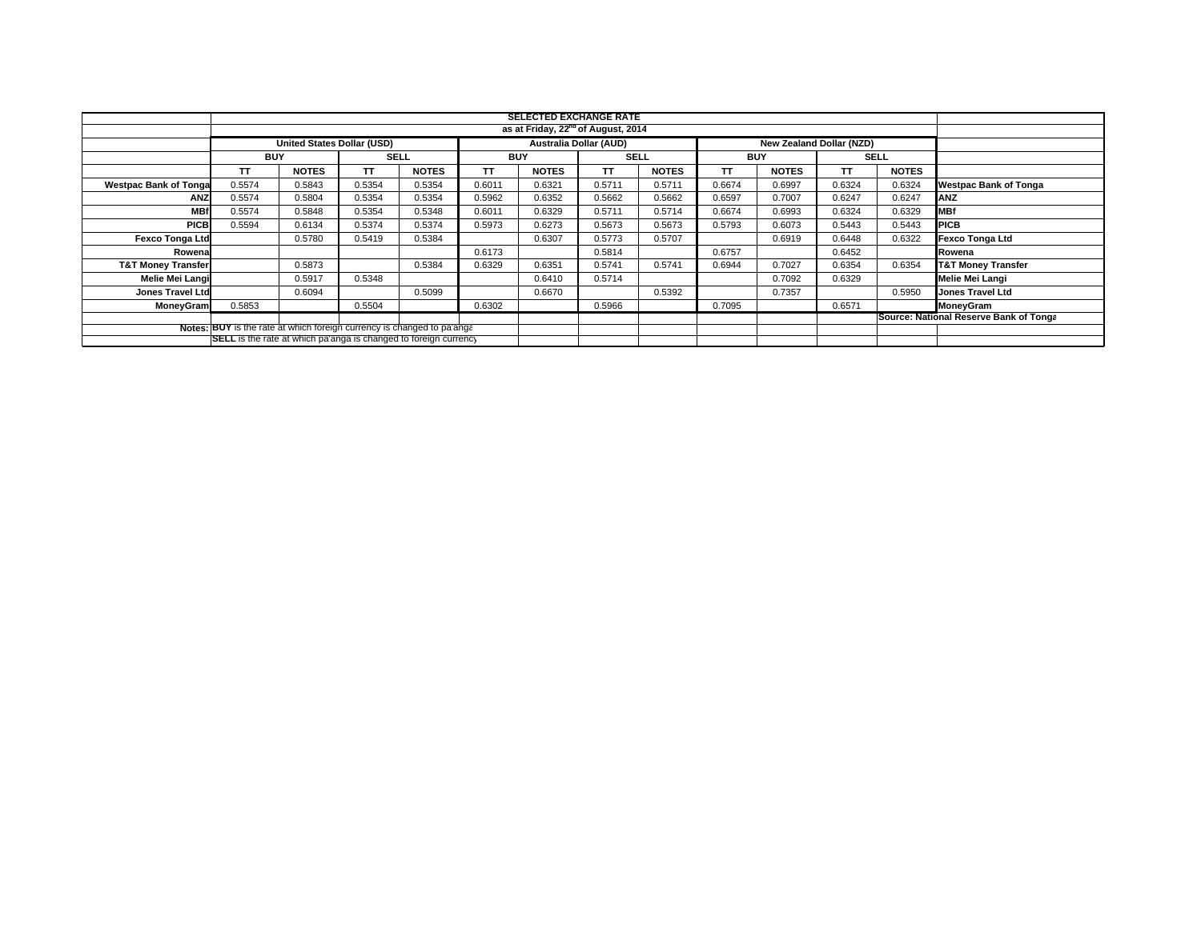| | SELECTED EXCHANGE RATE | | | | | | | | | | | | |
|---|---|---|---|---|---|---|---|---|---|---|---|---|---|
| | as at Friday, 22nd of August, 2014 | | | | | | | | | | | | |
| | United States Dollar (USD) | | | | Australia Dollar (AUD) | | | | New Zealand Dollar (NZD) | | | | |
| | BUY | | SELL | | BUY | | SELL | | BUY | | SELL | | |
| | TT | NOTES | TT | NOTES | TT | NOTES | TT | NOTES | TT | NOTES | TT | NOTES | |
| **Westpac Bank of Tonga** | 0.5574 | 0.5843 | 0.5354 | 0.5354 | 0.6011 | 0.6321 | 0.5711 | 0.5711 | 0.6674 | 0.6997 | 0.6324 | 0.6324 | **Westpac Bank of Tonga** |
| **ANZ** | 0.5574 | 0.5804 | 0.5354 | 0.5354 | 0.5962 | 0.6352 | 0.5662 | 0.5662 | 0.6597 | 0.7007 | 0.6247 | 0.6247 | **ANZ** |
| **MBf** | 0.5574 | 0.5848 | 0.5354 | 0.5348 | 0.6011 | 0.6329 | 0.5711 | 0.5714 | 0.6674 | 0.6993 | 0.6324 | 0.6329 | **MBf** |
| **PICB** | 0.5594 | 0.6134 | 0.5374 | 0.5374 | 0.5973 | 0.6273 | 0.5673 | 0.5673 | 0.5793 | 0.6073 | 0.5443 | 0.5443 | **PICB** |
| **Fexco Tonga Ltd** | | 0.5780 | 0.5419 | 0.5384 | | 0.6307 | 0.5773 | 0.5707 | | 0.6919 | 0.6448 | 0.6322 | **Fexco Tonga Ltd** |
| **Rowena** | | | | | 0.6173 | | 0.5814 | | 0.6757 | | 0.6452 | | **Rowena** |
| **T&T Money Transfer** | | 0.5873 | | 0.5384 | 0.6329 | 0.6351 | 0.5741 | 0.5741 | 0.6944 | 0.7027 | 0.6354 | 0.6354 | **T&T Money Transfer** |
| **Melie Mei Langi** | | 0.5917 | 0.5348 | | | 0.6410 | 0.5714 | | | 0.7092 | 0.6329 | | **Melie Mei Langi** |
| **Jones Travel Ltd** | | 0.6094 | | 0.5099 | | 0.6670 | | 0.5392 | | 0.7357 | | 0.5950 | **Jones Travel Ltd** |
| **MoneyGram** | 0.5853 | | 0.5504 | | 0.6302 | | 0.5966 | | 0.7095 | | 0.6571 | | **MoneyGram** |
| | | | | | | | | | | | | | **Source: National Reserve Bank of Tonga** |
| **Notes:** | **BUY** is the rate at which foreign currency is changed to pa'anga | | | | | | | | | | | | |
| | **SELL** is the rate at which pa'anga is changed to foreign currency | | | | | | | | | | | | |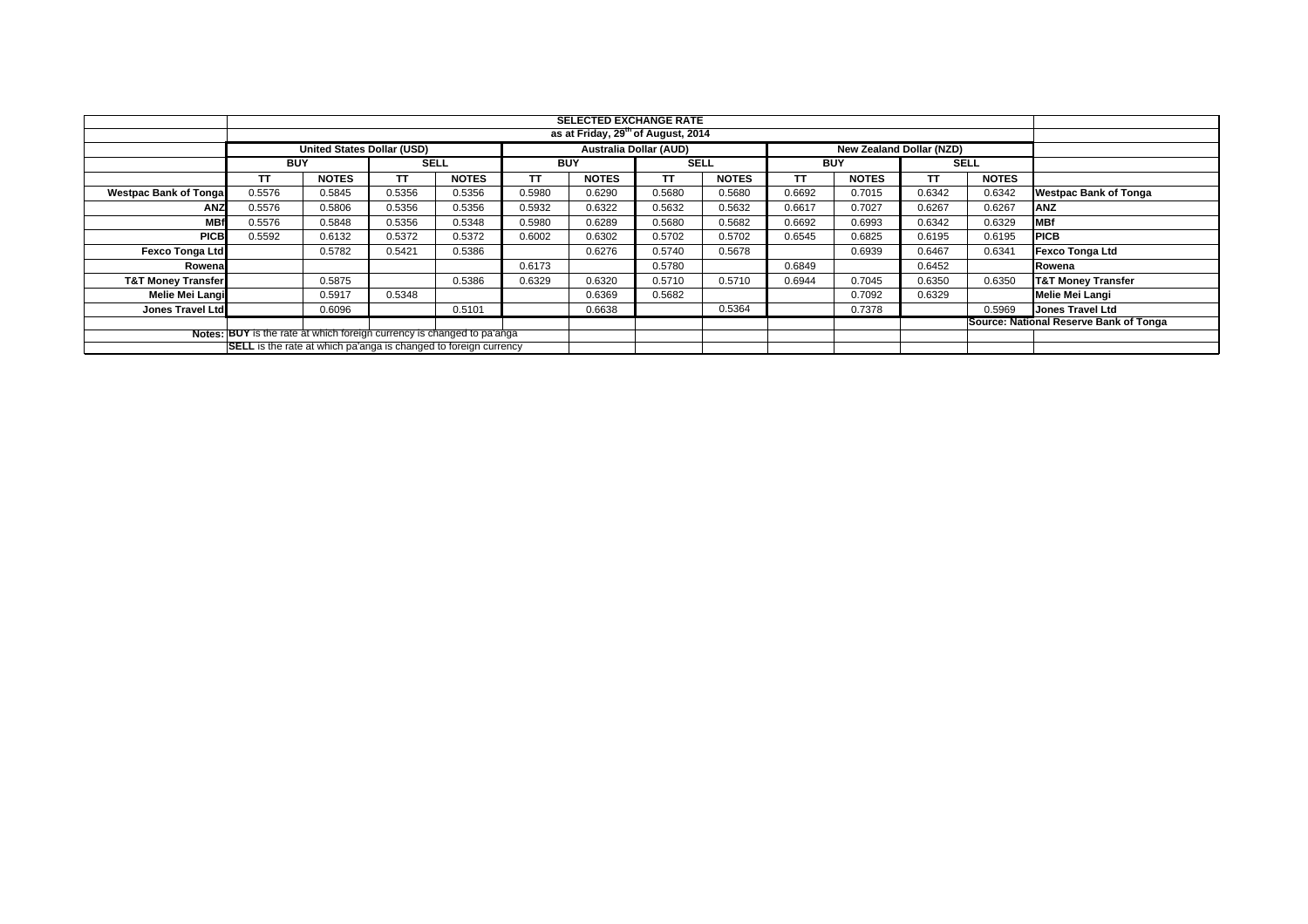| | SELECTED EXCHANGE RATE | | | | | | | | | | | | |
|---|---|---|---|---|---|---|---|---|---|---|---|---|---|
| | as at Friday, 29th of August, 2014 | | | | | | | | | | | | |
| | United States Dollar (USD) | | | | Australia Dollar (AUD) | | | | New Zealand Dollar (NZD) | | | | |
| | BUY | | SELL | | BUY | | SELL | | BUY | | SELL | | |
| | TT | NOTES | TT | NOTES | TT | NOTES | TT | NOTES | TT | NOTES | TT | NOTES | |
| Westpac Bank of Tonga | 0.5576 | 0.5845 | 0.5356 | 0.5356 | 0.5980 | 0.6290 | 0.5680 | 0.5680 | 0.6692 | 0.7015 | 0.6342 | 0.6342 | Westpac Bank of Tonga |
| ANZ | 0.5576 | 0.5806 | 0.5356 | 0.5356 | 0.5932 | 0.6322 | 0.5632 | 0.5632 | 0.6617 | 0.7027 | 0.6267 | 0.6267 | ANZ |
| MBf | 0.5576 | 0.5848 | 0.5356 | 0.5348 | 0.5980 | 0.6289 | 0.5680 | 0.5682 | 0.6692 | 0.6993 | 0.6342 | 0.6329 | MBf |
| PICB | 0.5592 | 0.6132 | 0.5372 | 0.5372 | 0.6002 | 0.6302 | 0.5702 | 0.5702 | 0.6545 | 0.6825 | 0.6195 | 0.6195 | PICB |
| Fexco Tonga Ltd | | 0.5782 | 0.5421 | 0.5386 | | 0.6276 | 0.5740 | 0.5678 | | 0.6939 | 0.6467 | 0.6341 | Fexco Tonga Ltd |
| Rowena | | | | | 0.6173 | | 0.5780 | | 0.6849 | | 0.6452 | | Rowena |
| T&T Money Transfer | | 0.5875 | | 0.5386 | 0.6329 | 0.6320 | 0.5710 | 0.5710 | 0.6944 | 0.7045 | 0.6350 | 0.6350 | T&T Money Transfer |
| Melie Mei Langi | | 0.5917 | 0.5348 | | | 0.6369 | 0.5682 | | | 0.7092 | 0.6329 | | Melie Mei Langi |
| Jones Travel Ltd | | 0.6096 | | 0.5101 | | 0.6638 | | 0.5364 | | 0.7378 | | 0.5969 | Jones Travel Ltd |
| | | | | | | | | | | | | | Source: National Reserve Bank of Tonga |

Notes: **BUY** is the rate at which foreign currency is changed to pa'anga

**SELL** is the rate at which pa'anga is changed to foreign currency